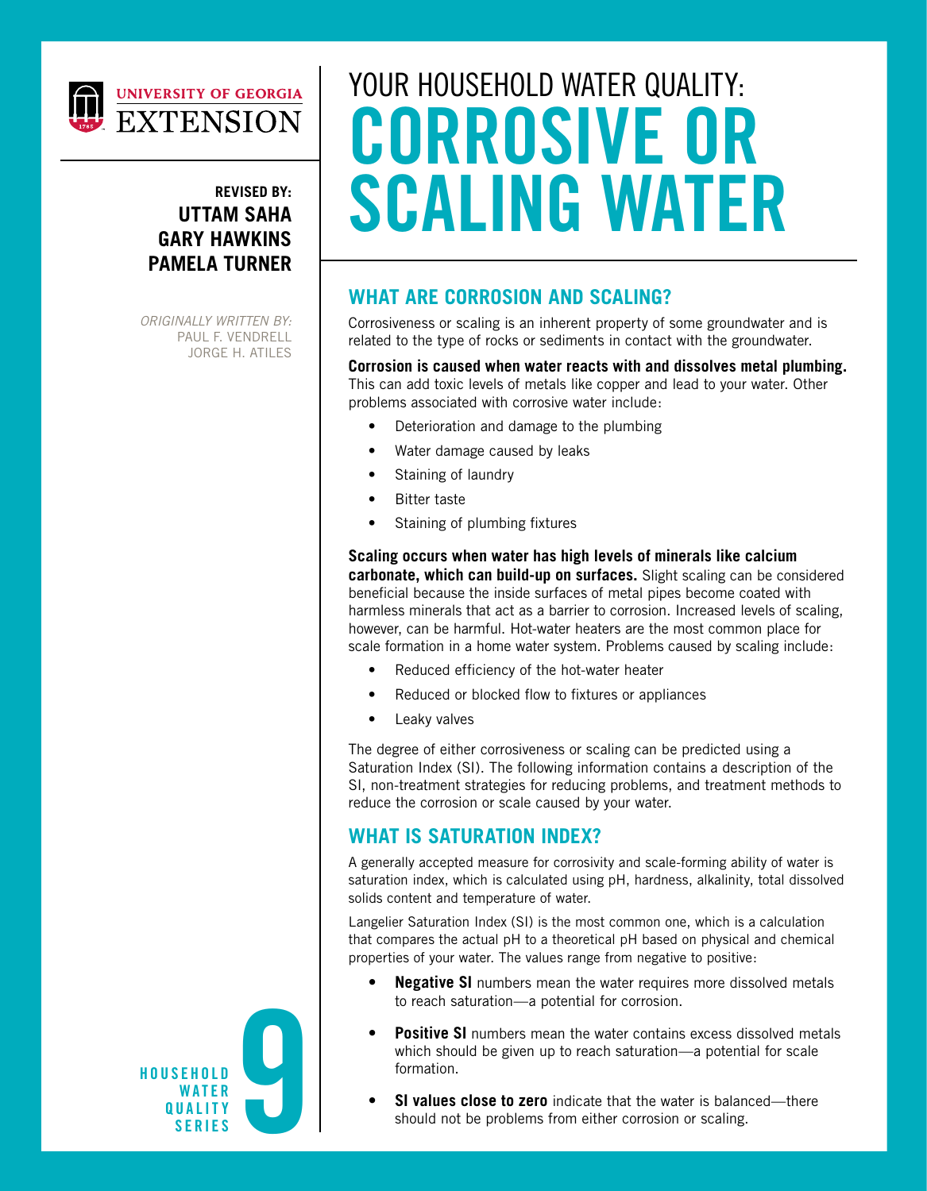UNIVERSITY OF GEORGIA EXTENSION

**REVISED BY:**
**UTTAM SAHA**
**GARY HAWKINS**
**PAMELA TURNER**

*ORIGINALLY WRITTEN BY:*
PAUL F. VENDRELL
JORGE H. ATILES

# YOUR HOUSEHOLD WATER QUALITY: CORROSIVE OR SCALING WATER

## WHAT ARE CORROSION AND SCALING?

Corrosiveness or scaling is an inherent property of some groundwater and is related to the type of rocks or sediments in contact with the groundwater.

**Corrosion is caused when water reacts with and dissolves metal plumbing.** This can add toxic levels of metals like copper and lead to your water. Other problems associated with corrosive water include:

- Deterioration and damage to the plumbing
- Water damage caused by leaks
- Staining of laundry
- Bitter taste
- Staining of plumbing fixtures

**Scaling occurs when water has high levels of minerals like calcium carbonate, which can build-up on surfaces.** Slight scaling can be considered beneficial because the inside surfaces of metal pipes become coated with harmless minerals that act as a barrier to corrosion. Increased levels of scaling, however, can be harmful. Hot-water heaters are the most common place for scale formation in a home water system. Problems caused by scaling include:

- Reduced efficiency of the hot-water heater
- Reduced or blocked flow to fixtures or appliances
- Leaky valves

The degree of either corrosiveness or scaling can be predicted using a Saturation Index (SI). The following information contains a description of the SI, non-treatment strategies for reducing problems, and treatment methods to reduce the corrosion or scale caused by your water.

## WHAT IS SATURATION INDEX?

A generally accepted measure for corrosivity and scale-forming ability of water is saturation index, which is calculated using pH, hardness, alkalinity, total dissolved solids content and temperature of water.

Langelier Saturation Index (SI) is the most common one, which is a calculation that compares the actual pH to a theoretical pH based on physical and chemical properties of your water. The values range from negative to positive:

- **Negative SI** numbers mean the water requires more dissolved metals to reach saturation—a potential for corrosion.
- **Positive SI** numbers mean the water contains excess dissolved metals which should be given up to reach saturation—a potential for scale formation.
- **SI values close to zero** indicate that the water is balanced—there should not be problems from either corrosion or scaling.

HOUSEHOLD WATER QUALITY SERIES 9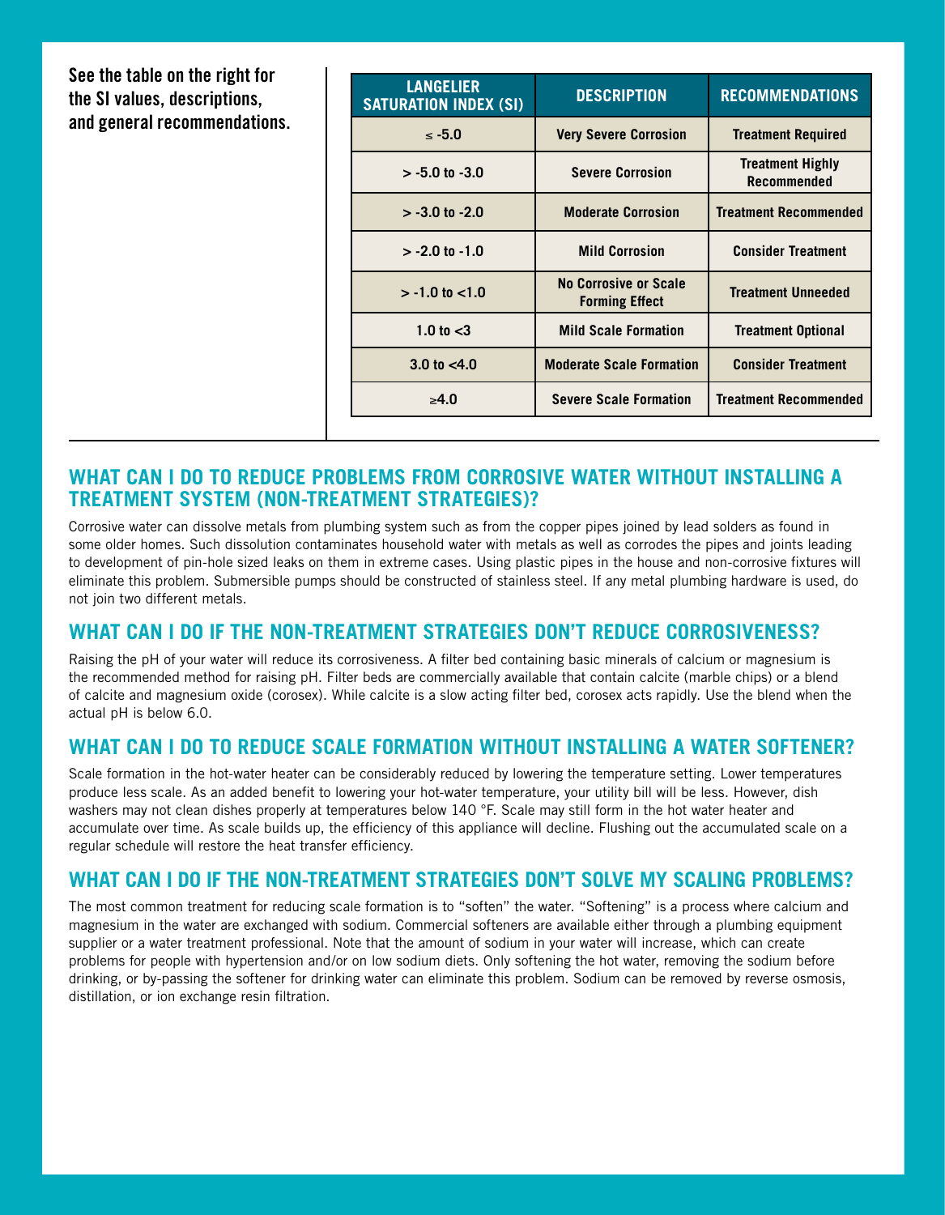**See the table on the right for the SI values, descriptions, and general recommendations.**

| LANGELIER SATURATION INDEX (SI) | DESCRIPTION | RECOMMENDATIONS |
|---|---|---|
| ≤ -5.0 | Very Severe Corrosion | Treatment Required |
| > -5.0 to -3.0 | Severe Corrosion | Treatment Highly Recommended |
| > -3.0 to -2.0 | Moderate Corrosion | Treatment Recommended |
| > -2.0 to -1.0 | Mild Corrosion | Consider Treatment |
| > -1.0 to <1.0 | No Corrosive or Scale Forming Effect | Treatment Unneeded |
| 1.0 to <3 | Mild Scale Formation | Treatment Optional |
| 3.0 to <4.0 | Moderate Scale Formation | Consider Treatment |
| ≥4.0 | Severe Scale Formation | Treatment Recommended |

## WHAT CAN I DO TO REDUCE PROBLEMS FROM CORROSIVE WATER WITHOUT INSTALLING A TREATMENT SYSTEM (NON-TREATMENT STRATEGIES)?

Corrosive water can dissolve metals from plumbing system such as from the copper pipes joined by lead solders as found in some older homes. Such dissolution contaminates household water with metals as well as corrodes the pipes and joints leading to development of pin-hole sized leaks on them in extreme cases. Using plastic pipes in the house and non-corrosive fixtures will eliminate this problem. Submersible pumps should be constructed of stainless steel. If any metal plumbing hardware is used, do not join two different metals.

## WHAT CAN I DO IF THE NON-TREATMENT STRATEGIES DON'T REDUCE CORROSIVENESS?

Raising the pH of your water will reduce its corrosiveness. A filter bed containing basic minerals of calcium or magnesium is the recommended method for raising pH. Filter beds are commercially available that contain calcite (marble chips) or a blend of calcite and magnesium oxide (corosex). While calcite is a slow acting filter bed, corosex acts rapidly. Use the blend when the actual pH is below 6.0.

## WHAT CAN I DO TO REDUCE SCALE FORMATION WITHOUT INSTALLING A WATER SOFTENER?

Scale formation in the hot-water heater can be considerably reduced by lowering the temperature setting. Lower temperatures produce less scale. As an added benefit to lowering your hot-water temperature, your utility bill will be less. However, dish washers may not clean dishes properly at temperatures below 140 °F. Scale may still form in the hot water heater and accumulate over time. As scale builds up, the efficiency of this appliance will decline. Flushing out the accumulated scale on a regular schedule will restore the heat transfer efficiency.

## WHAT CAN I DO IF THE NON-TREATMENT STRATEGIES DON'T SOLVE MY SCALING PROBLEMS?

The most common treatment for reducing scale formation is to "soften" the water. "Softening" is a process where calcium and magnesium in the water are exchanged with sodium. Commercial softeners are available either through a plumbing equipment supplier or a water treatment professional. Note that the amount of sodium in your water will increase, which can create problems for people with hypertension and/or on low sodium diets. Only softening the hot water, removing the sodium before drinking, or by-passing the softener for drinking water can eliminate this problem. Sodium can be removed by reverse osmosis, distillation, or ion exchange resin filtration.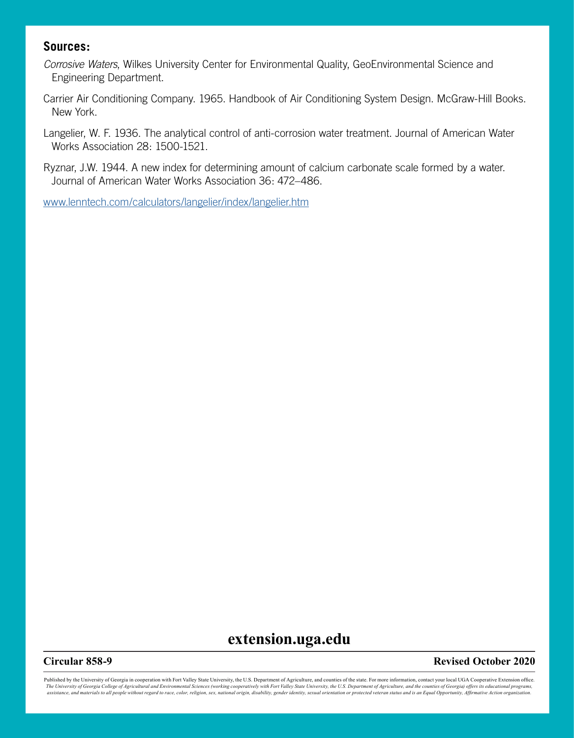**Sources:**

*Corrosive Waters*, Wilkes University Center for Environmental Quality, GeoEnvironmental Science and Engineering Department.

Carrier Air Conditioning Company. 1965. Handbook of Air Conditioning System Design. McGraw-Hill Books. New York.

Langelier, W. F. 1936. The analytical control of anti-corrosion water treatment. Journal of American Water Works Association 28: 1500-1521.

Ryznar, J.W. 1944. A new index for determining amount of calcium carbonate scale formed by a water. Journal of American Water Works Association 36: 472–486.

www.lenntech.com/calculators/langelier/index/langelier.htm

**extension.uga.edu**

**Circular 858-9** **Revised October 2020**

Published by the University of Georgia in cooperation with Fort Valley State University, the U.S. Department of Agriculture, and counties of the state. For more information, contact your local UGA Cooperative Extension office.
*The University of Georgia College of Agricultural and Environmental Sciences (working cooperatively with Fort Valley State University, the U.S. Department of Agriculture, and the counties of Georgia) offers its educational programs, assistance, and materials to all people without regard to race, color, religion, sex, national origin, disability, gender identity, sexual orientation or protected veteran status and is an Equal Opportunity, Affirmative Action organization.*